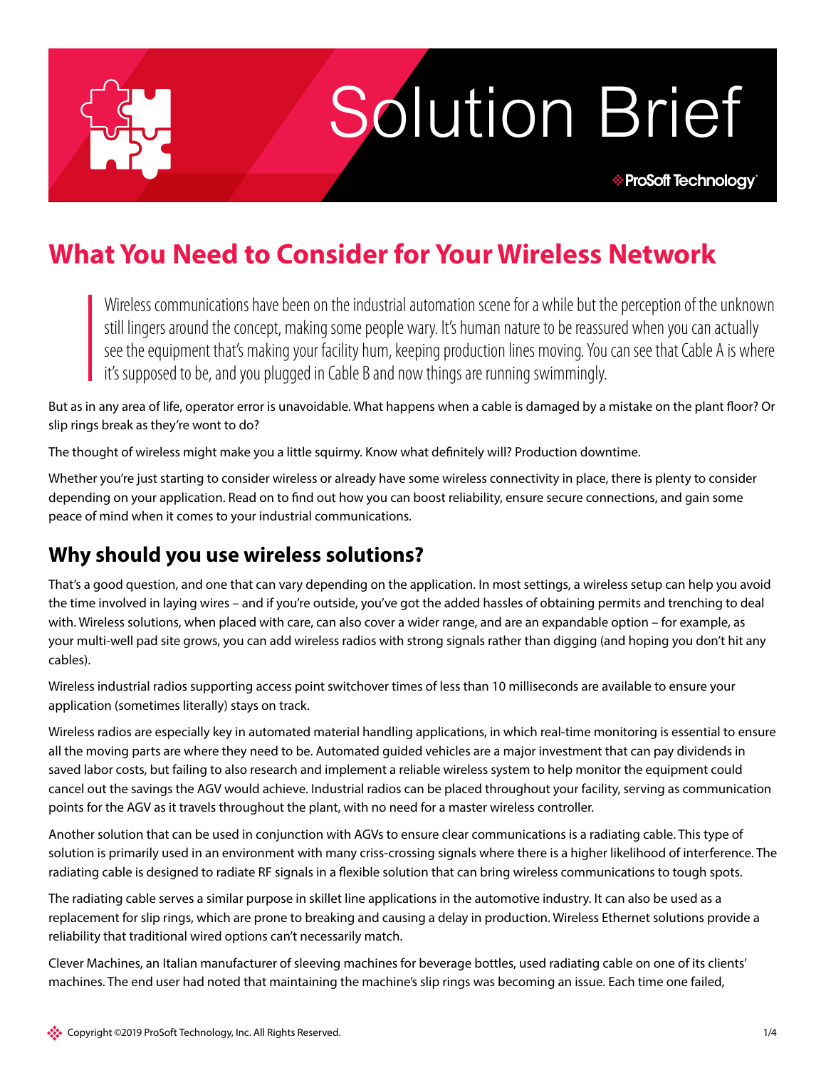# Solution Brief

## What You Need to Consider for Your Wireless Network

> Wireless communications have been on the industrial automation scene for a while but the perception of the unknown still lingers around the concept, making some people wary. It's human nature to be reassured when you can actually see the equipment that's making your facility hum, keeping production lines moving. You can see that Cable A is where it's supposed to be, and you plugged in Cable B and now things are running swimmingly.

But as in any area of life, operator error is unavoidable. What happens when a cable is damaged by a mistake on the plant floor? Or slip rings break as they're wont to do?

The thought of wireless might make you a little squirmy. Know what definitely will? Production downtime.

Whether you're just starting to consider wireless or already have some wireless connectivity in place, there is plenty to consider depending on your application. Read on to find out how you can boost reliability, ensure secure connections, and gain some peace of mind when it comes to your industrial communications.

### Why should you use wireless solutions?

That's a good question, and one that can vary depending on the application. In most settings, a wireless setup can help you avoid the time involved in laying wires – and if you're outside, you've got the added hassles of obtaining permits and trenching to deal with. Wireless solutions, when placed with care, can also cover a wider range, and are an expandable option – for example, as your multi-well pad site grows, you can add wireless radios with strong signals rather than digging (and hoping you don't hit any cables).

Wireless industrial radios supporting access point switchover times of less than 10 milliseconds are available to ensure your application (sometimes literally) stays on track.

Wireless radios are especially key in automated material handling applications, in which real-time monitoring is essential to ensure all the moving parts are where they need to be. Automated guided vehicles are a major investment that can pay dividends in saved labor costs, but failing to also research and implement a reliable wireless system to help monitor the equipment could cancel out the savings the AGV would achieve. Industrial radios can be placed throughout your facility, serving as communication points for the AGV as it travels throughout the plant, with no need for a master wireless controller.

Another solution that can be used in conjunction with AGVs to ensure clear communications is a radiating cable. This type of solution is primarily used in an environment with many criss-crossing signals where there is a higher likelihood of interference. The radiating cable is designed to radiate RF signals in a flexible solution that can bring wireless communications to tough spots.

The radiating cable serves a similar purpose in skillet line applications in the automotive industry. It can also be used as a replacement for slip rings, which are prone to breaking and causing a delay in production. Wireless Ethernet solutions provide a reliability that traditional wired options can't necessarily match.

Clever Machines, an Italian manufacturer of sleeving machines for beverage bottles, used radiating cable on one of its clients' machines. The end user had noted that maintaining the machine's slip rings was becoming an issue. Each time one failed,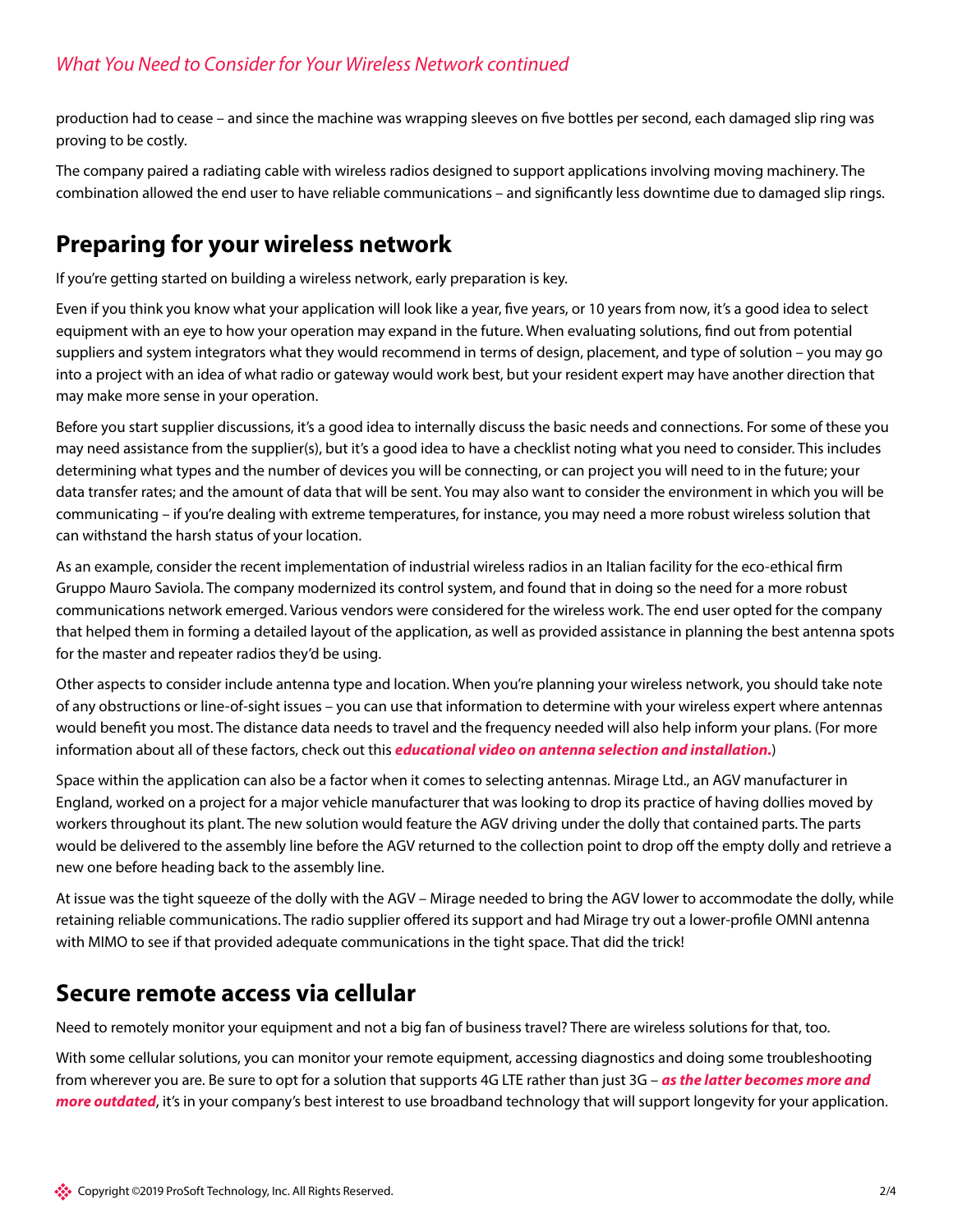production had to cease – and since the machine was wrapping sleeves on five bottles per second, each damaged slip ring was proving to be costly.

The company paired a radiating cable with wireless radios designed to support applications involving moving machinery. The combination allowed the end user to have reliable communications – and significantly less downtime due to damaged slip rings.

## Preparing for your wireless network

If you're getting started on building a wireless network, early preparation is key.

Even if you think you know what your application will look like a year, five years, or 10 years from now, it's a good idea to select equipment with an eye to how your operation may expand in the future. When evaluating solutions, find out from potential suppliers and system integrators what they would recommend in terms of design, placement, and type of solution – you may go into a project with an idea of what radio or gateway would work best, but your resident expert may have another direction that may make more sense in your operation.

Before you start supplier discussions, it's a good idea to internally discuss the basic needs and connections. For some of these you may need assistance from the supplier(s), but it's a good idea to have a checklist noting what you need to consider. This includes determining what types and the number of devices you will be connecting, or can project you will need to in the future; your data transfer rates; and the amount of data that will be sent. You may also want to consider the environment in which you will be communicating – if you're dealing with extreme temperatures, for instance, you may need a more robust wireless solution that can withstand the harsh status of your location.

As an example, consider the recent implementation of industrial wireless radios in an Italian facility for the eco-ethical firm Gruppo Mauro Saviola. The company modernized its control system, and found that in doing so the need for a more robust communications network emerged. Various vendors were considered for the wireless work. The end user opted for the company that helped them in forming a detailed layout of the application, as well as provided assistance in planning the best antenna spots for the master and repeater radios they'd be using.

Other aspects to consider include antenna type and location. When you're planning your wireless network, you should take note of any obstructions or line-of-sight issues – you can use that information to determine with your wireless expert where antennas would benefit you most. The distance data needs to travel and the frequency needed will also help inform your plans. (For more information about all of these factors, check out this ***educational video on antenna selection and installation.***)

Space within the application can also be a factor when it comes to selecting antennas. Mirage Ltd., an AGV manufacturer in England, worked on a project for a major vehicle manufacturer that was looking to drop its practice of having dollies moved by workers throughout its plant. The new solution would feature the AGV driving under the dolly that contained parts. The parts would be delivered to the assembly line before the AGV returned to the collection point to drop off the empty dolly and retrieve a new one before heading back to the assembly line.

At issue was the tight squeeze of the dolly with the AGV – Mirage needed to bring the AGV lower to accommodate the dolly, while retaining reliable communications. The radio supplier offered its support and had Mirage try out a lower-profile OMNI antenna with MIMO to see if that provided adequate communications in the tight space. That did the trick!

## Secure remote access via cellular

Need to remotely monitor your equipment and not a big fan of business travel? There are wireless solutions for that, too.

With some cellular solutions, you can monitor your remote equipment, accessing diagnostics and doing some troubleshooting from wherever you are. Be sure to opt for a solution that supports 4G LTE rather than just 3G – ***as the latter becomes more and more outdated***, it's in your company's best interest to use broadband technology that will support longevity for your application.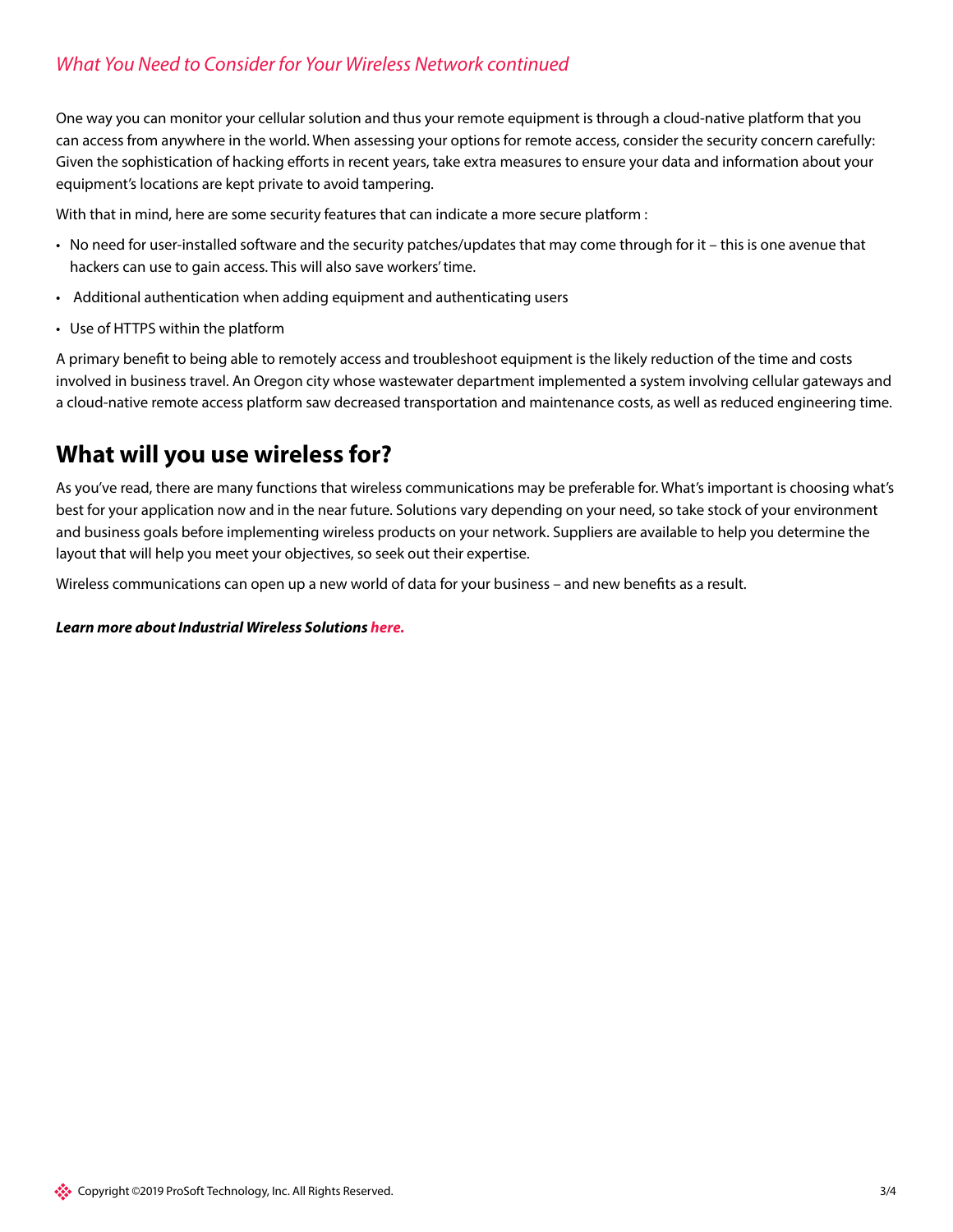*What You Need to Consider for Your Wireless Network continued*

One way you can monitor your cellular solution and thus your remote equipment is through a cloud-native platform that you can access from anywhere in the world. When assessing your options for remote access, consider the security concern carefully: Given the sophistication of hacking efforts in recent years, take extra measures to ensure your data and information about your equipment's locations are kept private to avoid tampering.

With that in mind, here are some security features that can indicate a more secure platform :

- No need for user-installed software and the security patches/updates that may come through for it – this is one avenue that hackers can use to gain access. This will also save workers' time.
- Additional authentication when adding equipment and authenticating users
- Use of HTTPS within the platform

A primary benefit to being able to remotely access and troubleshoot equipment is the likely reduction of the time and costs involved in business travel. An Oregon city whose wastewater department implemented a system involving cellular gateways and a cloud-native remote access platform saw decreased transportation and maintenance costs, as well as reduced engineering time.

## What will you use wireless for?

As you've read, there are many functions that wireless communications may be preferable for. What's important is choosing what's best for your application now and in the near future. Solutions vary depending on your need, so take stock of your environment and business goals before implementing wireless products on your network. Suppliers are available to help you determine the layout that will help you meet your objectives, so seek out their expertise.

Wireless communications can open up a new world of data for your business – and new benefits as a result.

***Learn more about Industrial Wireless Solutions here.***

Copyright ©2019 ProSoft Technology, Inc. All Rights Reserved.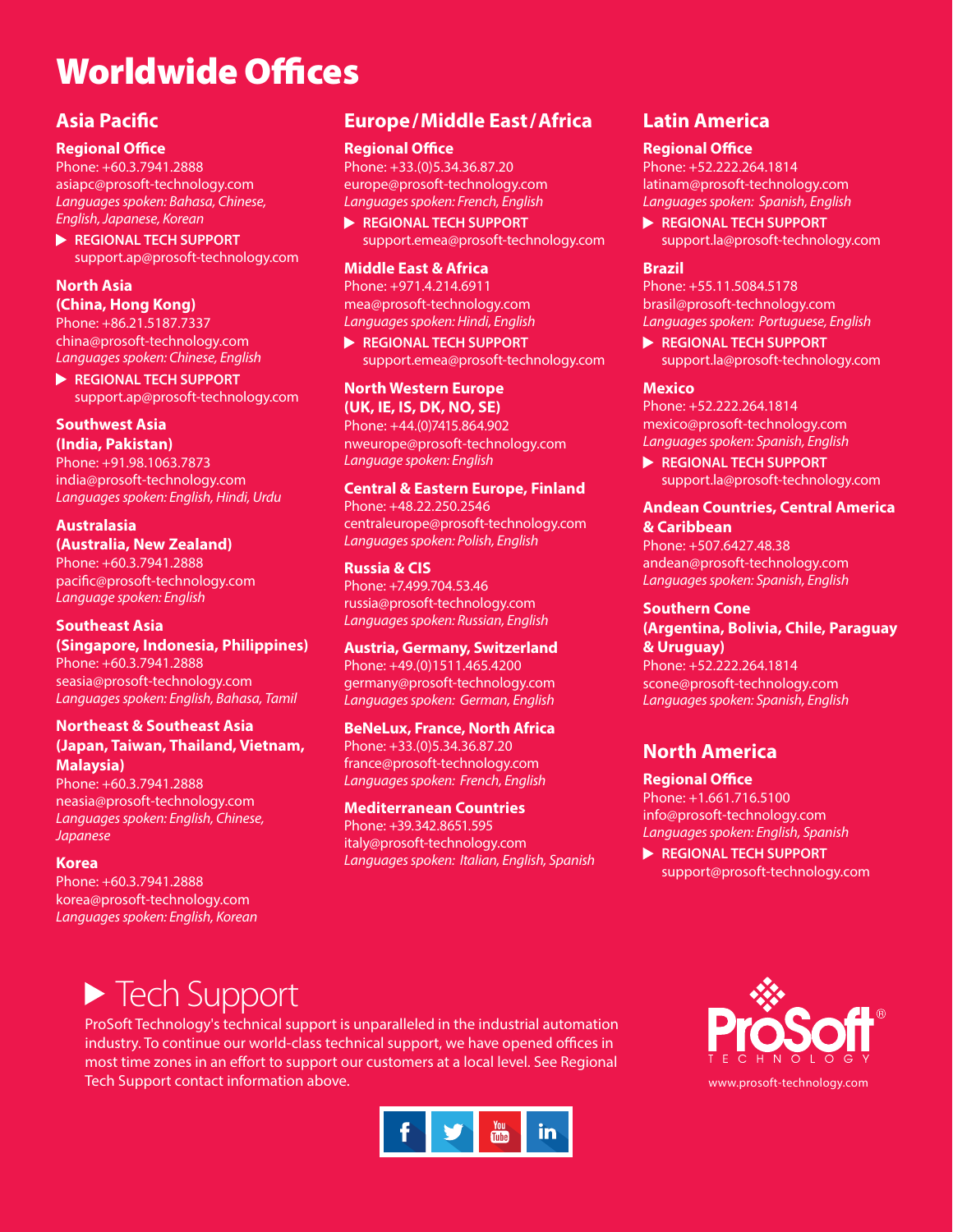# Worldwide Offices

## Asia Pacific

**Regional Office**
Phone: +60.3.7941.2888
asiapc@prosoft-technology.com
*Languages spoken: Bahasa, Chinese, English, Japanese, Korean*

▶ **REGIONAL TECH SUPPORT**
support.ap@prosoft-technology.com

**North Asia (China, Hong Kong)**
Phone: +86.21.5187.7337
china@prosoft-technology.com
*Languages spoken: Chinese, English*

▶ **REGIONAL TECH SUPPORT**
support.ap@prosoft-technology.com

**Southwest Asia (India, Pakistan)**
Phone: +91.98.1063.7873
india@prosoft-technology.com
*Languages spoken: English, Hindi, Urdu*

**Australasia (Australia, New Zealand)**
Phone: +60.3.7941.2888
pacific@prosoft-technology.com
*Language spoken: English*

**Southeast Asia (Singapore, Indonesia, Philippines)**
Phone: +60.3.7941.2888
seasia@prosoft-technology.com
*Languages spoken: English, Bahasa, Tamil*

**Northeast & Southeast Asia (Japan, Taiwan, Thailand, Vietnam, Malaysia)**
Phone: +60.3.7941.2888
neasia@prosoft-technology.com
*Languages spoken: English, Chinese, Japanese*

**Korea**
Phone: +60.3.7941.2888
korea@prosoft-technology.com
*Languages spoken: English, Korean*

## Europe / Middle East / Africa

**Regional Office**
Phone: +33.(0)5.34.36.87.20
europe@prosoft-technology.com
*Languages spoken: French, English*

▶ **REGIONAL TECH SUPPORT**
support.emea@prosoft-technology.com

**Middle East & Africa**
Phone: +971.4.214.6911
mea@prosoft-technology.com
*Languages spoken: Hindi, English*

▶ **REGIONAL TECH SUPPORT**
support.emea@prosoft-technology.com

**North Western Europe (UK, IE, IS, DK, NO, SE)**
Phone: +44.(0)7415.864.902
nweurope@prosoft-technology.com
*Language spoken: English*

**Central & Eastern Europe, Finland**
Phone: +48.22.250.2546
centraleurope@prosoft-technology.com
*Languages spoken: Polish, English*

**Russia & CIS**
Phone: +7.499.704.53.46
russia@prosoft-technology.com
*Languages spoken: Russian, English*

**Austria, Germany, Switzerland**
Phone: +49.(0)1511.465.4200
germany@prosoft-technology.com
*Languages spoken: German, English*

**BeNeLux, France, North Africa**
Phone: +33.(0)5.34.36.87.20
france@prosoft-technology.com
*Languages spoken: French, English*

**Mediterranean Countries**
Phone: +39.342.8651.595
italy@prosoft-technology.com
*Languages spoken: Italian, English, Spanish*

## Latin America

**Regional Office**
Phone: +52.222.264.1814
latinam@prosoft-technology.com
*Languages spoken: Spanish, English*

▶ **REGIONAL TECH SUPPORT**
support.la@prosoft-technology.com

**Brazil**
Phone: +55.11.5084.5178
brasil@prosoft-technology.com
*Languages spoken: Portuguese, English*

▶ **REGIONAL TECH SUPPORT**
support.la@prosoft-technology.com

**Mexico**
Phone: +52.222.264.1814
mexico@prosoft-technology.com
*Languages spoken: Spanish, English*

▶ **REGIONAL TECH SUPPORT**
support.la@prosoft-technology.com

**Andean Countries, Central America & Caribbean**
Phone: +507.6427.48.38
andean@prosoft-technology.com
*Languages spoken: Spanish, English*

**Southern Cone (Argentina, Bolivia, Chile, Paraguay & Uruguay)**
Phone: +52.222.264.1814
scone@prosoft-technology.com
*Languages spoken: Spanish, English*

## North America

**Regional Office**
Phone: +1.661.716.5100
info@prosoft-technology.com
*Languages spoken: English, Spanish*

▶ **REGIONAL TECH SUPPORT**
support@prosoft-technology.com

## ▶ Tech Support

ProSoft Technology's technical support is unparalleled in the industrial automation industry. To continue our world-class technical support, we have opened offices in most time zones in an effort to support our customers at a local level. See Regional Tech Support contact information above.

ProSoft® TECHNOLOGY

www.prosoft-technology.com